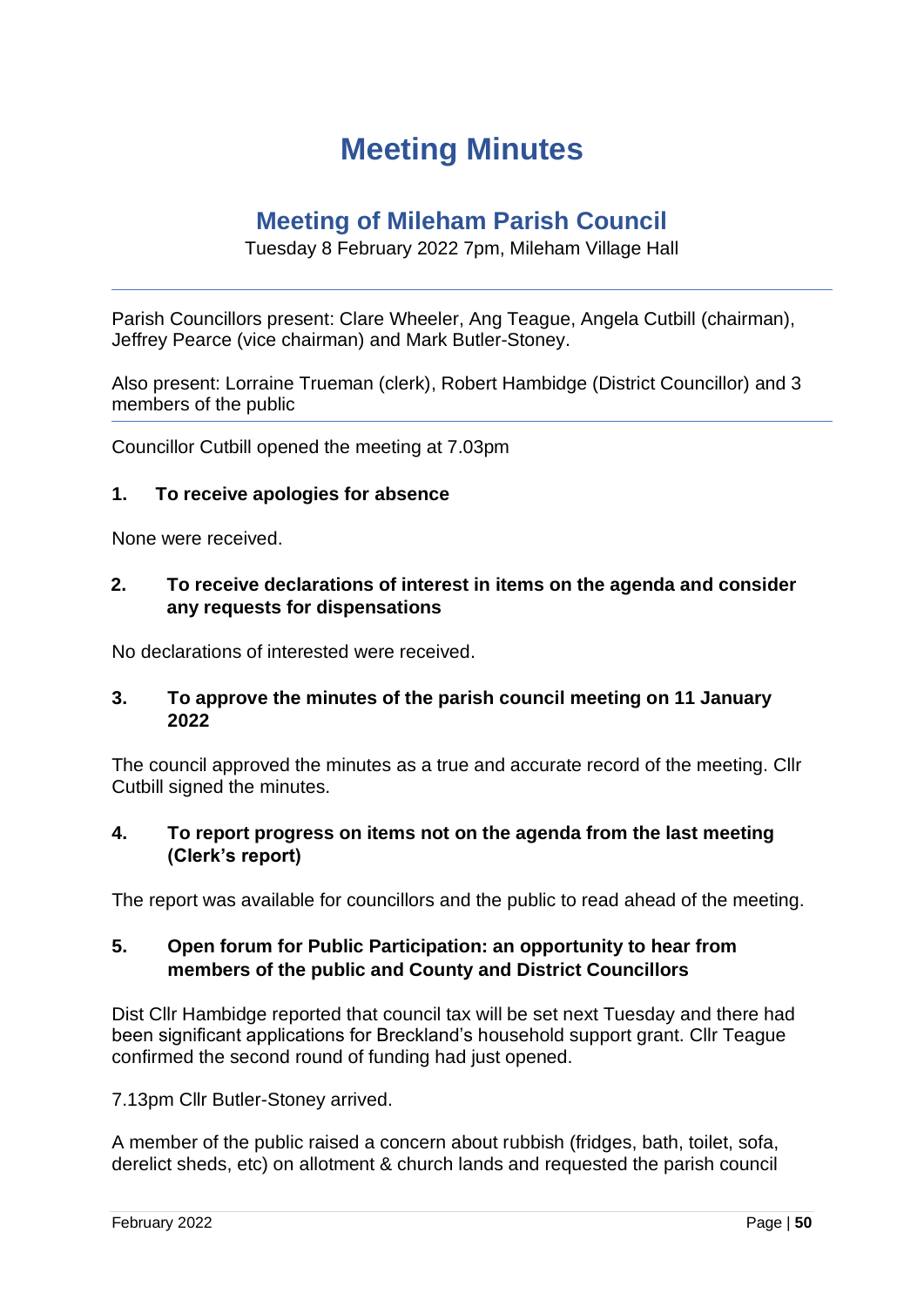# Meeting Minutes

## Meeting of Mileham Parish Council

Tuesday 8 February 2022 7pm, Mileham Village Hall

---

Parish Councillors present: Clare Wheeler, Ang Teague, Angela Cutbill (chairman), Jeffrey Pearce (vice chairman) and Mark Butler-Stoney.

Also present: Lorraine Trueman (clerk), Robert Hambidge (District Councillor) and 3 members of the public

---

Councillor Cutbill opened the meeting at 7.03pm

### 1. To receive apologies for absence

None were received.

### 2. To receive declarations of interest in items on the agenda and consider any requests for dispensations

No declarations of interested were received.

### 3. To approve the minutes of the parish council meeting on 11 January 2022

The council approved the minutes as a true and accurate record of the meeting. Cllr Cutbill signed the minutes.

### 4. To report progress on items not on the agenda from the last meeting (Clerk's report)

The report was available for councillors and the public to read ahead of the meeting.

### 5. Open forum for Public Participation: an opportunity to hear from members of the public and County and District Councillors

Dist Cllr Hambidge reported that council tax will be set next Tuesday and there had been significant applications for Breckland's household support grant. Cllr Teague confirmed the second round of funding had just opened.

7.13pm Cllr Butler-Stoney arrived.

A member of the public raised a concern about rubbish (fridges, bath, toilet, sofa, derelict sheds, etc) on allotment & church lands and requested the parish council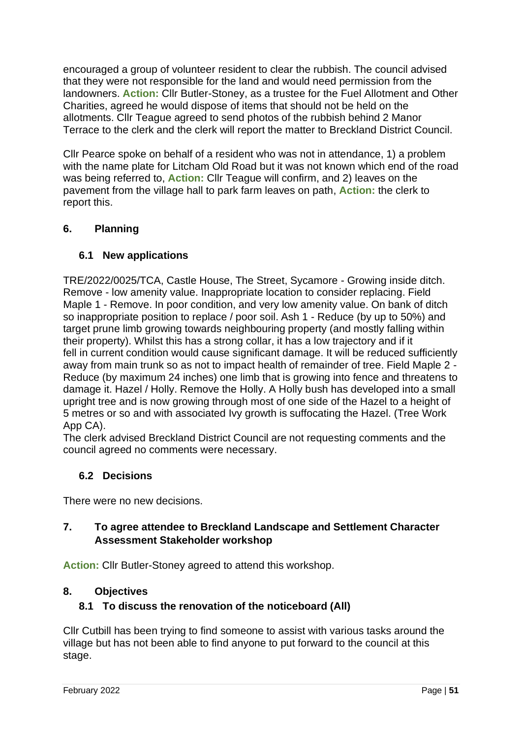encouraged a group of volunteer resident to clear the rubbish. The council advised that they were not responsible for the land and would need permission from the landowners. **Action:** Cllr Butler-Stoney, as a trustee for the Fuel Allotment and Other Charities, agreed he would dispose of items that should not be held on the allotments. Cllr Teague agreed to send photos of the rubbish behind 2 Manor Terrace to the clerk and the clerk will report the matter to Breckland District Council.

Cllr Pearce spoke on behalf of a resident who was not in attendance, 1) a problem with the name plate for Litcham Old Road but it was not known which end of the road was being referred to, **Action:** Cllr Teague will confirm, and 2) leaves on the pavement from the village hall to park farm leaves on path, **Action:** the clerk to report this.

## 6. Planning

### 6.1 New applications

TRE/2022/0025/TCA, Castle House, The Street, Sycamore - Growing inside ditch. Remove - low amenity value. Inappropriate location to consider replacing. Field Maple 1 - Remove. In poor condition, and very low amenity value. On bank of ditch so inappropriate position to replace / poor soil. Ash 1 - Reduce (by up to 50%) and target prune limb growing towards neighbouring property (and mostly falling within their property). Whilst this has a strong collar, it has a low trajectory and if it fell in current condition would cause significant damage. It will be reduced sufficiently away from main trunk so as not to impact health of remainder of tree. Field Maple 2 - Reduce (by maximum 24 inches) one limb that is growing into fence and threatens to damage it. Hazel / Holly. Remove the Holly. A Holly bush has developed into a small upright tree and is now growing through most of one side of the Hazel to a height of 5 metres or so and with associated Ivy growth is suffocating the Hazel. (Tree Work App CA).

The clerk advised Breckland District Council are not requesting comments and the council agreed no comments were necessary.

### 6.2 Decisions

There were no new decisions.

## 7. To agree attendee to Breckland Landscape and Settlement Character Assessment Stakeholder workshop

**Action:** Cllr Butler-Stoney agreed to attend this workshop.

## 8. Objectives

### 8.1 To discuss the renovation of the noticeboard (All)

Cllr Cutbill has been trying to find someone to assist with various tasks around the village but has not been able to find anyone to put forward to the council at this stage.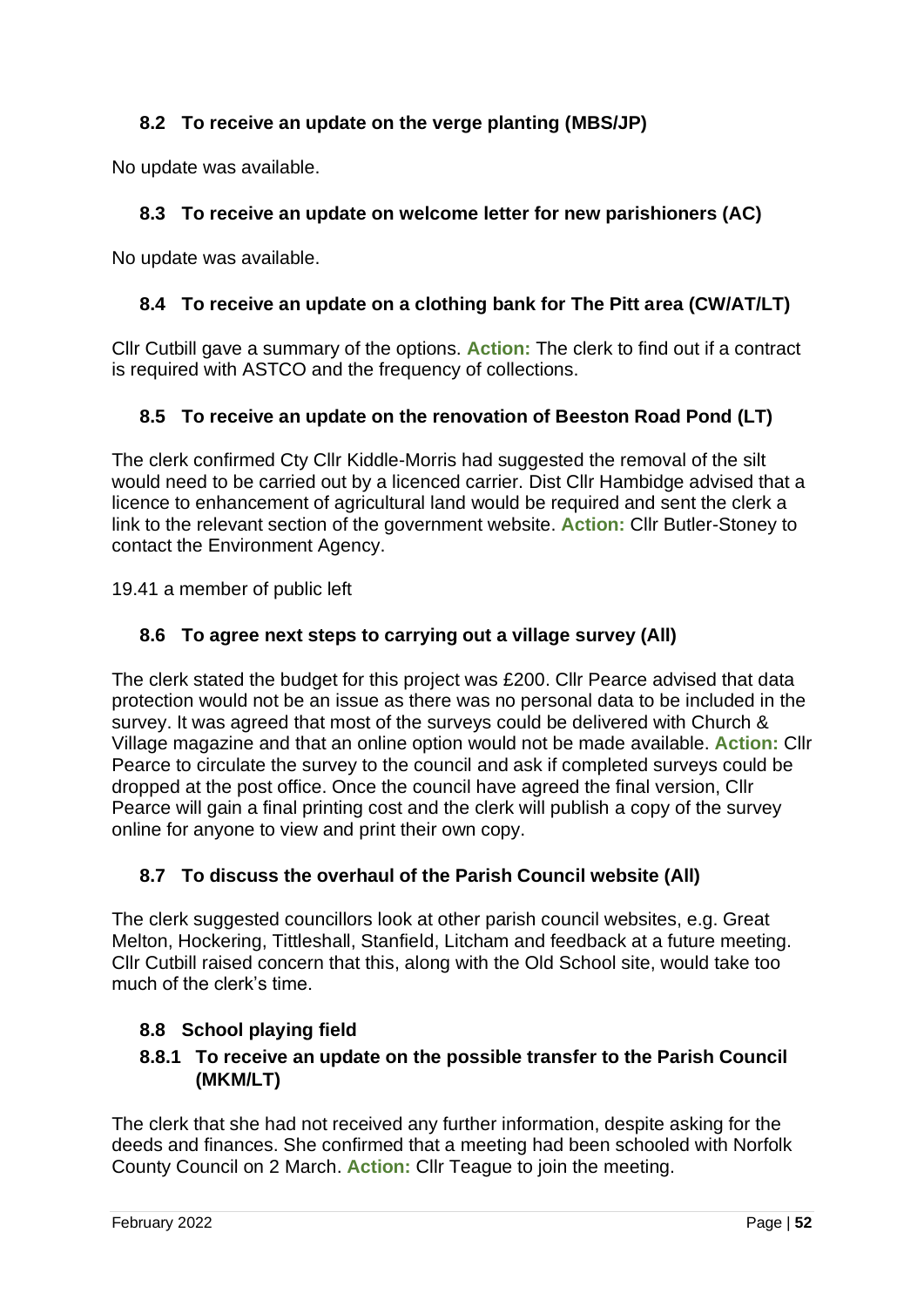### 8.2 To receive an update on the verge planting (MBS/JP)

No update was available.

### 8.3 To receive an update on welcome letter for new parishioners (AC)

No update was available.

### 8.4 To receive an update on a clothing bank for The Pitt area (CW/AT/LT)

Cllr Cutbill gave a summary of the options. **Action:** The clerk to find out if a contract is required with ASTCO and the frequency of collections.

### 8.5 To receive an update on the renovation of Beeston Road Pond (LT)

The clerk confirmed Cty Cllr Kiddle-Morris had suggested the removal of the silt would need to be carried out by a licenced carrier. Dist Cllr Hambidge advised that a licence to enhancement of agricultural land would be required and sent the clerk a link to the relevant section of the government website. **Action:** Cllr Butler-Stoney to contact the Environment Agency.

19.41 a member of public left

### 8.6 To agree next steps to carrying out a village survey (All)

The clerk stated the budget for this project was £200. Cllr Pearce advised that data protection would not be an issue as there was no personal data to be included in the survey. It was agreed that most of the surveys could be delivered with Church & Village magazine and that an online option would not be made available. **Action:** Cllr Pearce to circulate the survey to the council and ask if completed surveys could be dropped at the post office. Once the council have agreed the final version, Cllr Pearce will gain a final printing cost and the clerk will publish a copy of the survey online for anyone to view and print their own copy.

### 8.7 To discuss the overhaul of the Parish Council website (All)

The clerk suggested councillors look at other parish council websites, e.g. Great Melton, Hockering, Tittleshall, Stanfield, Litcham and feedback at a future meeting. Cllr Cutbill raised concern that this, along with the Old School site, would take too much of the clerk's time.

### 8.8 School playing field

#### 8.8.1 To receive an update on the possible transfer to the Parish Council (MKM/LT)

The clerk that she had not received any further information, despite asking for the deeds and finances. She confirmed that a meeting had been schooled with Norfolk County Council on 2 March. **Action:** Cllr Teague to join the meeting.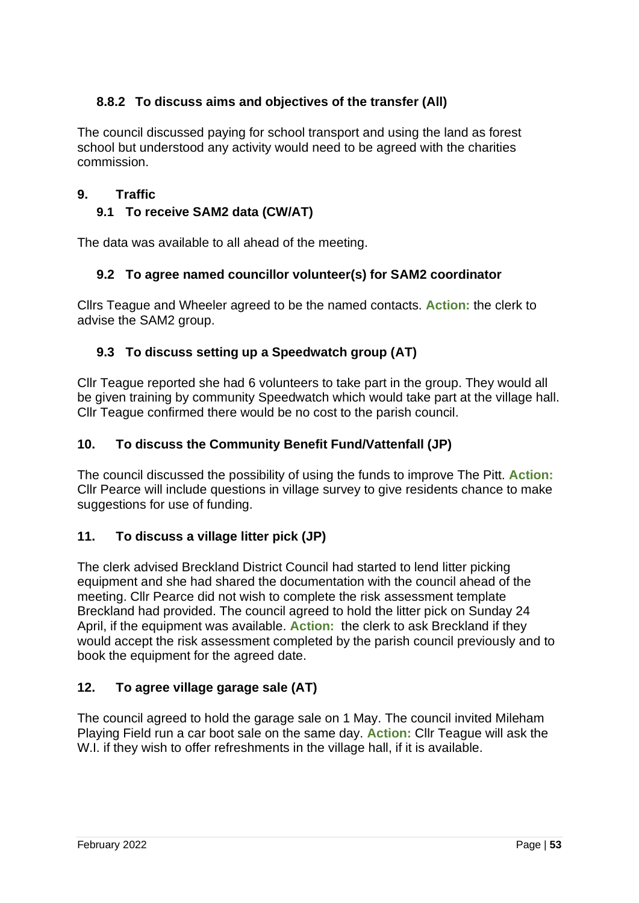### 8.8.2 To discuss aims and objectives of the transfer (All)

The council discussed paying for school transport and using the land as forest school but understood any activity would need to be agreed with the charities commission.

## 9. Traffic

### 9.1 To receive SAM2 data (CW/AT)

The data was available to all ahead of the meeting.

### 9.2 To agree named councillor volunteer(s) for SAM2 coordinator

Cllrs Teague and Wheeler agreed to be the named contacts. **Action:** the clerk to advise the SAM2 group.

### 9.3 To discuss setting up a Speedwatch group (AT)

Cllr Teague reported she had 6 volunteers to take part in the group. They would all be given training by community Speedwatch which would take part at the village hall. Cllr Teague confirmed there would be no cost to the parish council.

## 10. To discuss the Community Benefit Fund/Vattenfall (JP)

The council discussed the possibility of using the funds to improve The Pitt. **Action:** Cllr Pearce will include questions in village survey to give residents chance to make suggestions for use of funding.

## 11. To discuss a village litter pick (JP)

The clerk advised Breckland District Council had started to lend litter picking equipment and she had shared the documentation with the council ahead of the meeting. Cllr Pearce did not wish to complete the risk assessment template Breckland had provided. The council agreed to hold the litter pick on Sunday 24 April, if the equipment was available. **Action:** the clerk to ask Breckland if they would accept the risk assessment completed by the parish council previously and to book the equipment for the agreed date.

## 12. To agree village garage sale (AT)

The council agreed to hold the garage sale on 1 May. The council invited Mileham Playing Field run a car boot sale on the same day. **Action:** Cllr Teague will ask the W.I. if they wish to offer refreshments in the village hall, if it is available.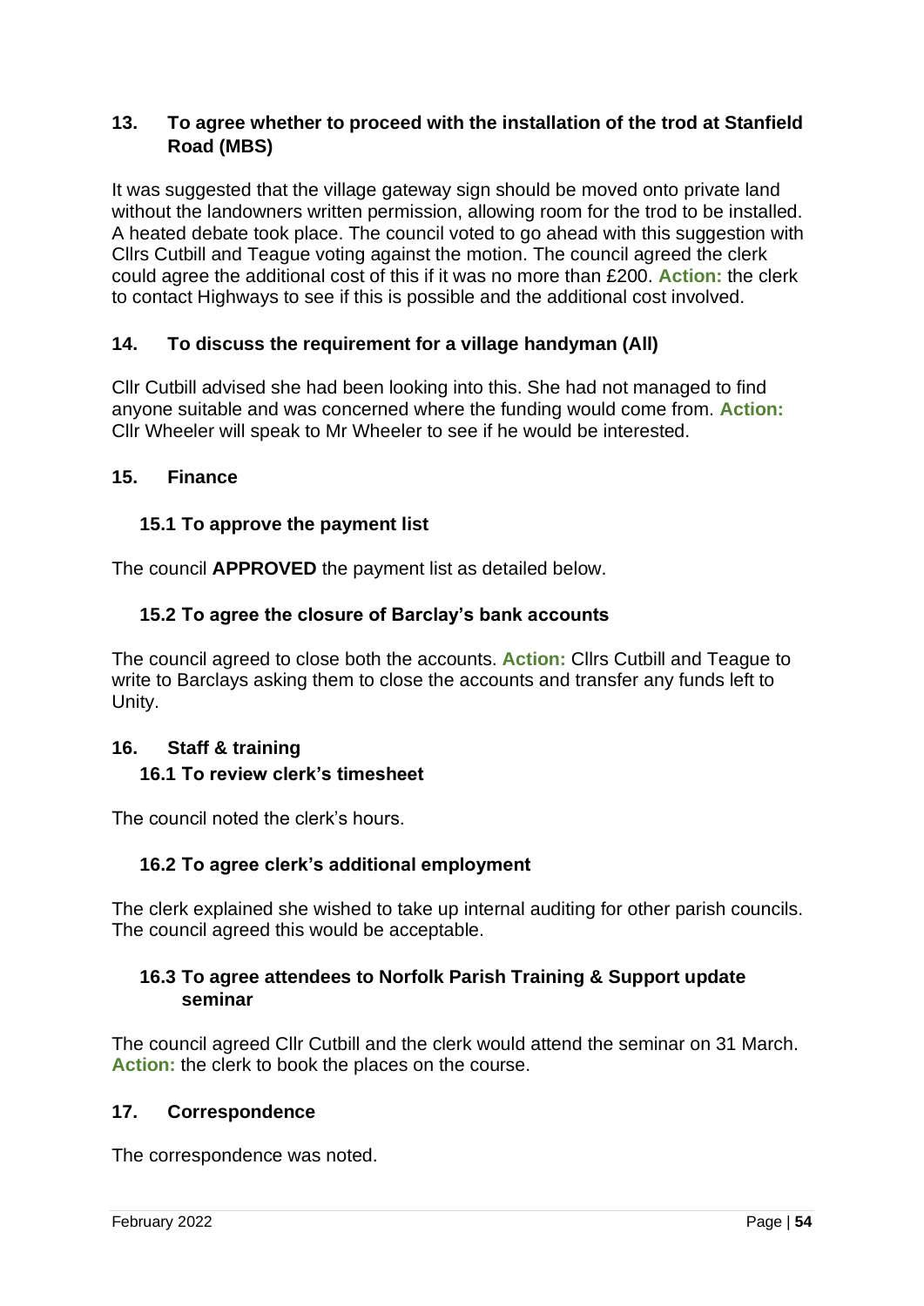## 13. To agree whether to proceed with the installation of the trod at Stanfield Road (MBS)

It was suggested that the village gateway sign should be moved onto private land without the landowners written permission, allowing room for the trod to be installed. A heated debate took place. The council voted to go ahead with this suggestion with Cllrs Cutbill and Teague voting against the motion. The council agreed the clerk could agree the additional cost of this if it was no more than £200. **Action:** the clerk to contact Highways to see if this is possible and the additional cost involved.

## 14. To discuss the requirement for a village handyman (All)

Cllr Cutbill advised she had been looking into this. She had not managed to find anyone suitable and was concerned where the funding would come from. **Action:** Cllr Wheeler will speak to Mr Wheeler to see if he would be interested.

## 15. Finance

### 15.1 To approve the payment list

The council **APPROVED** the payment list as detailed below.

### 15.2 To agree the closure of Barclay's bank accounts

The council agreed to close both the accounts. **Action:** Cllrs Cutbill and Teague to write to Barclays asking them to close the accounts and transfer any funds left to Unity.

## 16. Staff & training

### 16.1 To review clerk's timesheet

The council noted the clerk's hours.

### 16.2 To agree clerk's additional employment

The clerk explained she wished to take up internal auditing for other parish councils. The council agreed this would be acceptable.

### 16.3 To agree attendees to Norfolk Parish Training & Support update seminar

The council agreed Cllr Cutbill and the clerk would attend the seminar on 31 March. **Action:** the clerk to book the places on the course.

## 17. Correspondence

The correspondence was noted.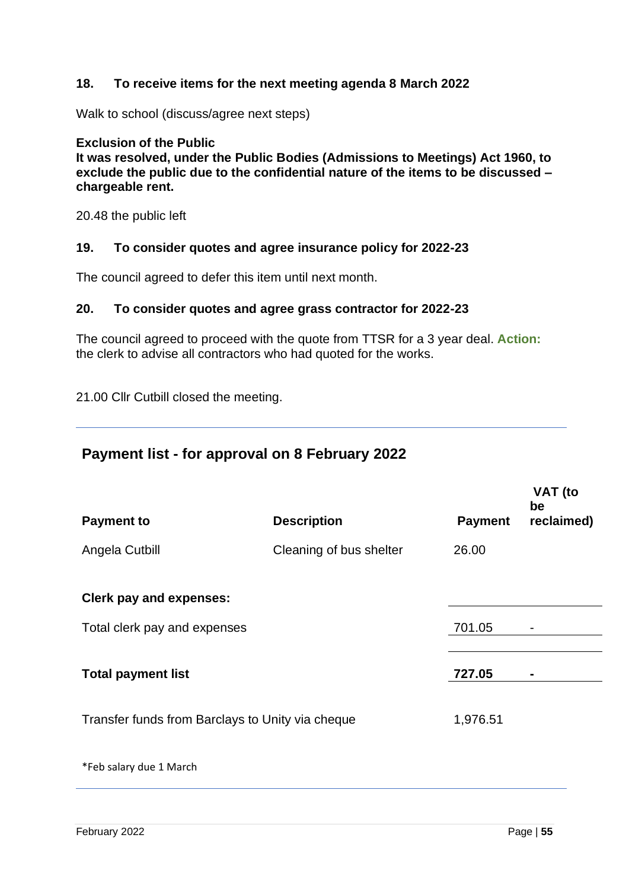### 18. To receive items for the next meeting agenda 8 March 2022

Walk to school (discuss/agree next steps)

**Exclusion of the Public**
**It was resolved, under the Public Bodies (Admissions to Meetings) Act 1960, to exclude the public due to the confidential nature of the items to be discussed – chargeable rent.**

20.48 the public left

### 19. To consider quotes and agree insurance policy for 2022-23

The council agreed to defer this item until next month.

### 20. To consider quotes and agree grass contractor for 2022-23

The council agreed to proceed with the quote from TTSR for a 3 year deal. **Action:** the clerk to advise all contractors who had quoted for the works.

21.00 Cllr Cutbill closed the meeting.

## Payment list - for approval on 8 February 2022

| Payment to | Description | Payment | VAT (to be reclaimed) |
|---|---|---|---|
| Angela Cutbill | Cleaning of bus shelter | 26.00 | |
| **Clerk pay and expenses:** | | | |
| Total clerk pay and expenses | | 701.05 | - |
| **Total payment list** | | **727.05** | **-** |
| Transfer funds from Barclays to Unity via cheque | | 1,976.51 | |

*Feb salary due 1 March